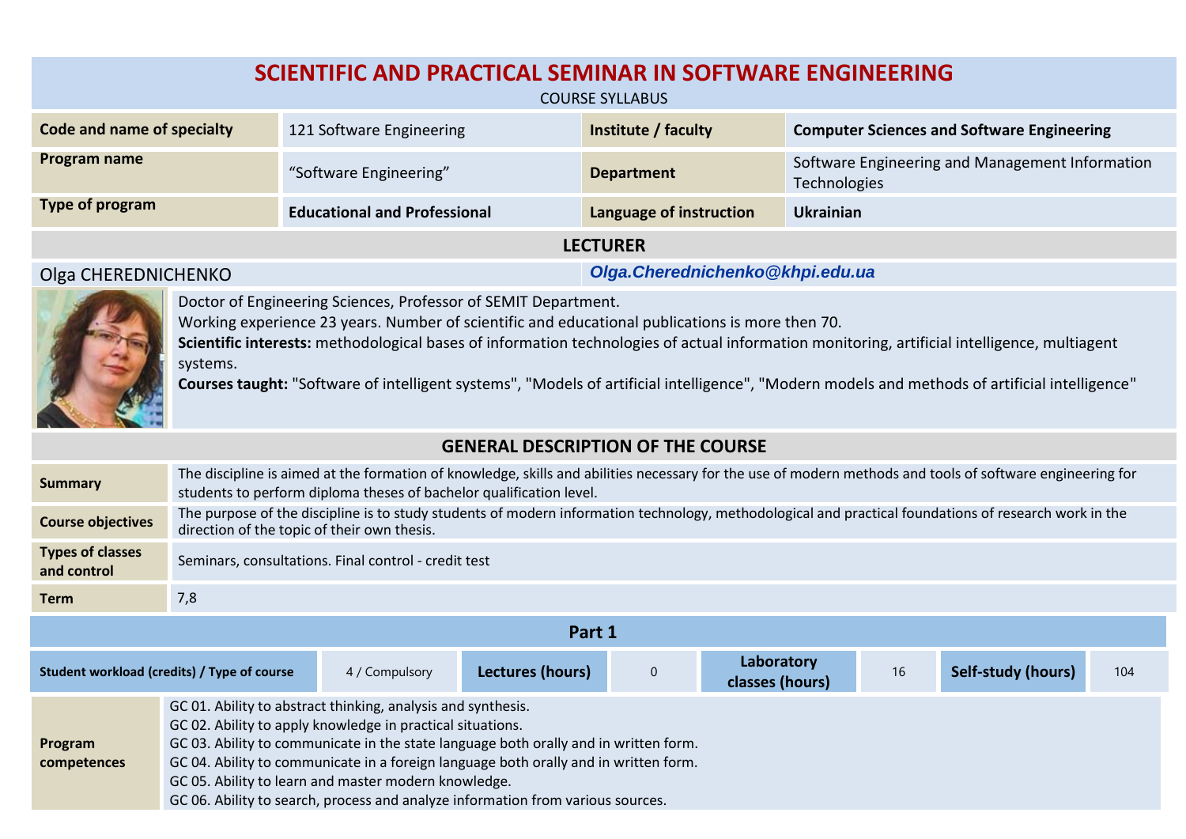# SCIENTIFIC AND PRACTICAL SEMINAR IN SOFTWARE ENGINEERING

COURSE SYLLABUS

| Code and name of specialty | 121 Software Engineering | Institute / faculty | Computer Sciences and Software Engineering |
|---|---|---|---|
| Program name | “Software Engineering” | Department | Software Engineering and Management Information Technologies |
| Type of program | Educational and Professional | Language of instruction | Ukrainian |

## LECTURER

Olga CHEREDNICHENKO — *Olga.Cherednichenko@khpi.edu.ua*

Doctor of Engineering Sciences, Professor of SEMIT Department.
Working experience 23 years. Number of scientific and educational publications is more then 70.
**Scientific interests:** methodological bases of information technologies of actual information monitoring, artificial intelligence, multiagent systems.
**Courses taught:** "Software of intelligent systems", "Models of artificial intelligence", "Modern models and methods of artificial intelligence"

## GENERAL DESCRIPTION OF THE COURSE

| | |
|---|---|
| **Summary** | The discipline is aimed at the formation of knowledge, skills and abilities necessary for the use of modern methods and tools of software engineering for students to perform diploma theses of bachelor qualification level. |
| **Course objectives** | The purpose of the discipline is to study students of modern information technology, methodological and practical foundations of research work in the direction of the topic of their own thesis. |
| **Types of classes and control** | Seminars, consultations. Final control - credit test |
| **Term** | 7,8 |

## Part 1

| Student workload (credits) / Type of course | 4 / Compulsory | Lectures (hours) | 0 | Laboratory classes (hours) | 16 | Self-study (hours) | 104 |
|---|---|---|---|---|---|---|---|

**Program competences**

GC 01. Ability to abstract thinking, analysis and synthesis.
GC 02. Ability to apply knowledge in practical situations.
GC 03. Ability to communicate in the state language both orally and in written form.
GC 04. Ability to communicate in a foreign language both orally and in written form.
GC 05. Ability to learn and master modern knowledge.
GC 06. Ability to search, process and analyze information from various sources.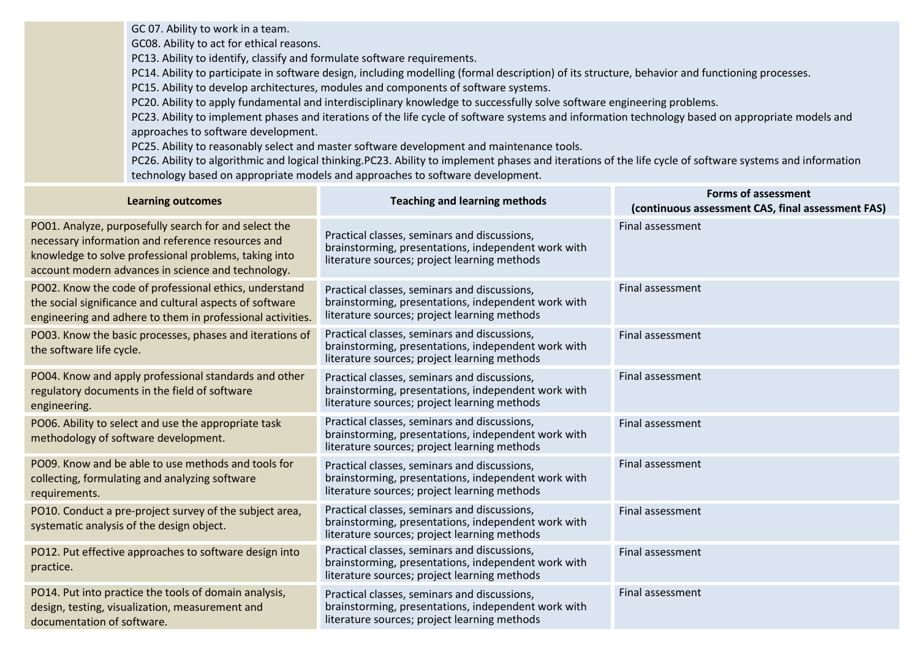| | GC 07. Ability to work in a team.<br>GC08. Ability to act for ethical reasons.<br>PC13. Ability to identify, classify and formulate software requirements.<br>PC14. Ability to participate in software design, including modelling (formal description) of its structure, behavior and functioning processes.<br>PC15. Ability to develop architectures, modules and components of software systems.<br>PC20. Ability to apply fundamental and interdisciplinary knowledge to successfully solve software engineering problems.<br>PC23. Ability to implement phases and iterations of the life cycle of software systems and information technology based on appropriate models and approaches to software development.<br>PC25. Ability to reasonably select and master software development and maintenance tools.<br>PC26. Ability to algorithmic and logical thinking.PC23. Ability to implement phases and iterations of the life cycle of software systems and information technology based on appropriate models and approaches to software development. |
|---|---|

| Learning outcomes | Teaching and learning methods | Forms of assessment (continuous assessment CAS, final assessment FAS) |
|---|---|---|
| PO01. Analyze, purposefully search for and select the necessary information and reference resources and knowledge to solve professional problems, taking into account modern advances in science and technology. | Practical classes, seminars and discussions, brainstorming, presentations, independent work with literature sources; project learning methods | Final assessment |
| PO02. Know the code of professional ethics, understand the social significance and cultural aspects of software engineering and adhere to them in professional activities. | Practical classes, seminars and discussions, brainstorming, presentations, independent work with literature sources; project learning methods | Final assessment |
| PO03. Know the basic processes, phases and iterations of the software life cycle. | Practical classes, seminars and discussions, brainstorming, presentations, independent work with literature sources; project learning methods | Final assessment |
| PO04. Know and apply professional standards and other regulatory documents in the field of software engineering. | Practical classes, seminars and discussions, brainstorming, presentations, independent work with literature sources; project learning methods | Final assessment |
| PO06. Ability to select and use the appropriate task methodology of software development. | Practical classes, seminars and discussions, brainstorming, presentations, independent work with literature sources; project learning methods | Final assessment |
| PO09. Know and be able to use methods and tools for collecting, formulating and analyzing software requirements. | Practical classes, seminars and discussions, brainstorming, presentations, independent work with literature sources; project learning methods | Final assessment |
| PO10. Conduct a pre-project survey of the subject area, systematic analysis of the design object. | Practical classes, seminars and discussions, brainstorming, presentations, independent work with literature sources; project learning methods | Final assessment |
| PO12. Put effective approaches to software design into practice. | Practical classes, seminars and discussions, brainstorming, presentations, independent work with literature sources; project learning methods | Final assessment |
| PO14. Put into practice the tools of domain analysis, design, testing, visualization, measurement and documentation of software. | Practical classes, seminars and discussions, brainstorming, presentations, independent work with literature sources; project learning methods | Final assessment |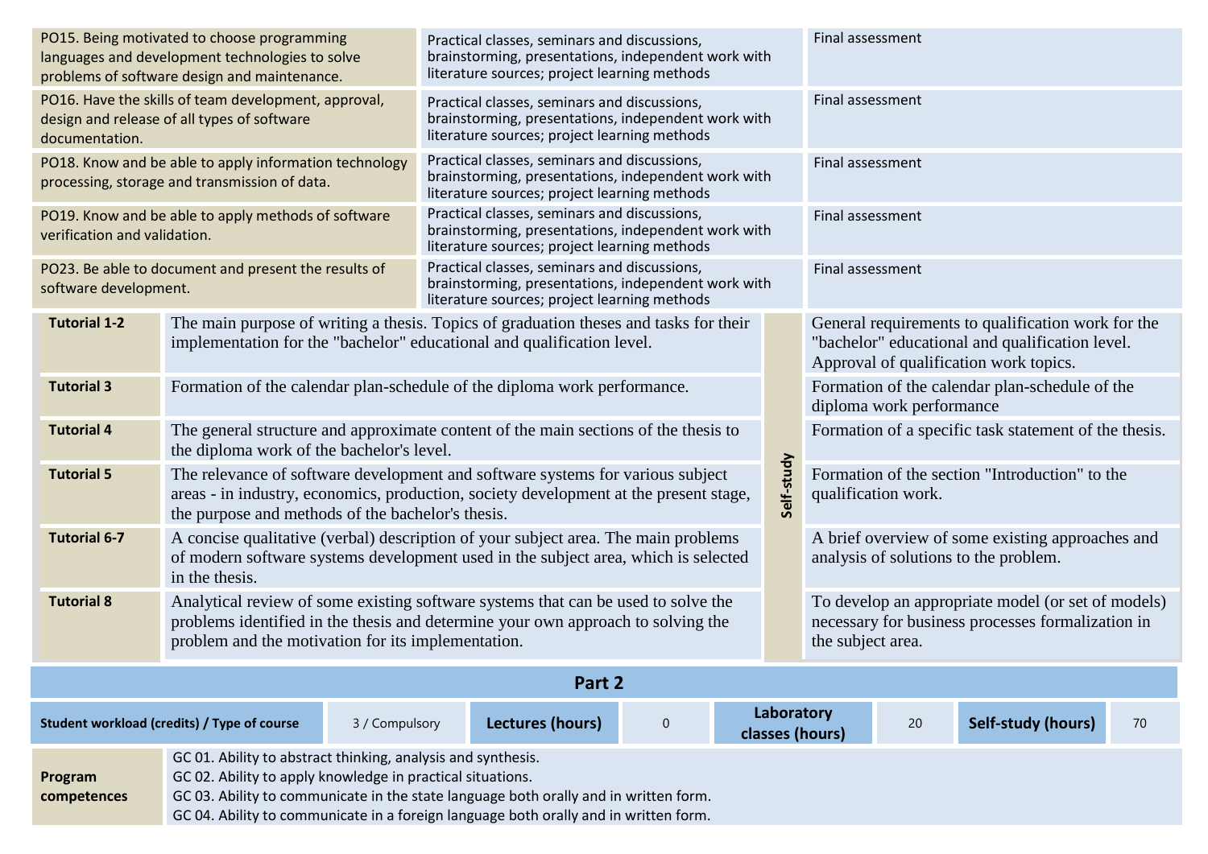| | | |
|---|---|---|
| PO15. Being motivated to choose programming languages and development technologies to solve problems of software design and maintenance. | Practical classes, seminars and discussions, brainstorming, presentations, independent work with literature sources; project learning methods | Final assessment |
| PO16. Have the skills of team development, approval, design and release of all types of software documentation. | Practical classes, seminars and discussions, brainstorming, presentations, independent work with literature sources; project learning methods | Final assessment |
| PO18. Know and be able to apply information technology processing, storage and transmission of data. | Practical classes, seminars and discussions, brainstorming, presentations, independent work with literature sources; project learning methods | Final assessment |
| PO19. Know and be able to apply methods of software verification and validation. | Practical classes, seminars and discussions, brainstorming, presentations, independent work with literature sources; project learning methods | Final assessment |
| PO23. Be able to document and present the results of software development. | Practical classes, seminars and discussions, brainstorming, presentations, independent work with literature sources; project learning methods | Final assessment |

| | | | |
|---|---|---|---|
| **Tutorial 1-2** | The main purpose of writing a thesis. Topics of graduation theses and tasks for their implementation for the "bachelor" educational and qualification level. | **Self-study** | General requirements to qualification work for the "bachelor" educational and qualification level. Approval of qualification work topics. |
| **Tutorial 3** | Formation of the calendar plan-schedule of the diploma work performance. | | Formation of the calendar plan-schedule of the diploma work performance |
| **Tutorial 4** | The general structure and approximate content of the main sections of the thesis to the diploma work of the bachelor's level. | | Formation of a specific task statement of the thesis. |
| **Tutorial 5** | The relevance of software development and software systems for various subject areas - in industry, economics, production, society development at the present stage, the purpose and methods of the bachelor's thesis. | | Formation of the section "Introduction" to the qualification work. |
| **Tutorial 6-7** | A concise qualitative (verbal) description of your subject area. The main problems of modern software systems development used in the subject area, which is selected in the thesis. | | A brief overview of some existing approaches and analysis of solutions to the problem. |
| **Tutorial 8** | Analytical review of some existing software systems that can be used to solve the problems identified in the thesis and determine your own approach to solving the problem and the motivation for its implementation. | | To develop an appropriate model (or set of models) necessary for business processes formalization in the subject area. |

## Part 2

| **Student workload (credits) / Type of course** | 3 / Compulsory | **Lectures (hours)** | 0 | **Laboratory classes (hours)** | 20 | **Self-study (hours)** | 70 |
|---|---|---|---|---|---|---|---|

| | |
|---|---|
| **Program competences** | GC 01. Ability to abstract thinking, analysis and synthesis.<br>GC 02. Ability to apply knowledge in practical situations.<br>GC 03. Ability to communicate in the state language both orally and in written form.<br>GC 04. Ability to communicate in a foreign language both orally and in written form. |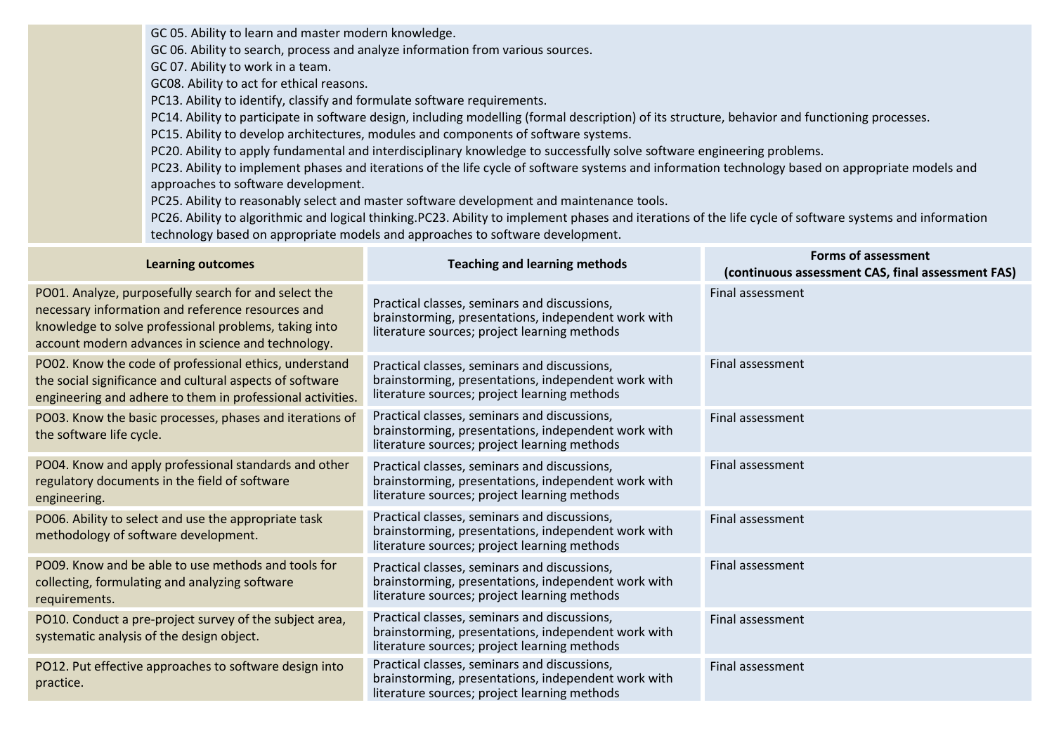| | |
|---|---|
| | GC 05. Ability to learn and master modern knowledge.<br>GC 06. Ability to search, process and analyze information from various sources.<br>GC 07. Ability to work in a team.<br>GC08. Ability to act for ethical reasons.<br>PC13. Ability to identify, classify and formulate software requirements.<br>PC14. Ability to participate in software design, including modelling (formal description) of its structure, behavior and functioning processes.<br>PC15. Ability to develop architectures, modules and components of software systems.<br>PC20. Ability to apply fundamental and interdisciplinary knowledge to successfully solve software engineering problems.<br>PC23. Ability to implement phases and iterations of the life cycle of software systems and information technology based on appropriate models and approaches to software development.<br>PC25. Ability to reasonably select and master software development and maintenance tools.<br>PC26. Ability to algorithmic and logical thinking.PC23. Ability to implement phases and iterations of the life cycle of software systems and information technology based on appropriate models and approaches to software development. |

| Learning outcomes | Teaching and learning methods | Forms of assessment (continuous assessment CAS, final assessment FAS) |
|---|---|---|
| PO01. Analyze, purposefully search for and select the necessary information and reference resources and knowledge to solve professional problems, taking into account modern advances in science and technology. | Practical classes, seminars and discussions, brainstorming, presentations, independent work with literature sources; project learning methods | Final assessment |
| PO02. Know the code of professional ethics, understand the social significance and cultural aspects of software engineering and adhere to them in professional activities. | Practical classes, seminars and discussions, brainstorming, presentations, independent work with literature sources; project learning methods | Final assessment |
| PO03. Know the basic processes, phases and iterations of the software life cycle. | Practical classes, seminars and discussions, brainstorming, presentations, independent work with literature sources; project learning methods | Final assessment |
| PO04. Know and apply professional standards and other regulatory documents in the field of software engineering. | Practical classes, seminars and discussions, brainstorming, presentations, independent work with literature sources; project learning methods | Final assessment |
| PO06. Ability to select and use the appropriate task methodology of software development. | Practical classes, seminars and discussions, brainstorming, presentations, independent work with literature sources; project learning methods | Final assessment |
| PO09. Know and be able to use methods and tools for collecting, formulating and analyzing software requirements. | Practical classes, seminars and discussions, brainstorming, presentations, independent work with literature sources; project learning methods | Final assessment |
| PO10. Conduct a pre-project survey of the subject area, systematic analysis of the design object. | Practical classes, seminars and discussions, brainstorming, presentations, independent work with literature sources; project learning methods | Final assessment |
| PO12. Put effective approaches to software design into practice. | Practical classes, seminars and discussions, brainstorming, presentations, independent work with literature sources; project learning methods | Final assessment |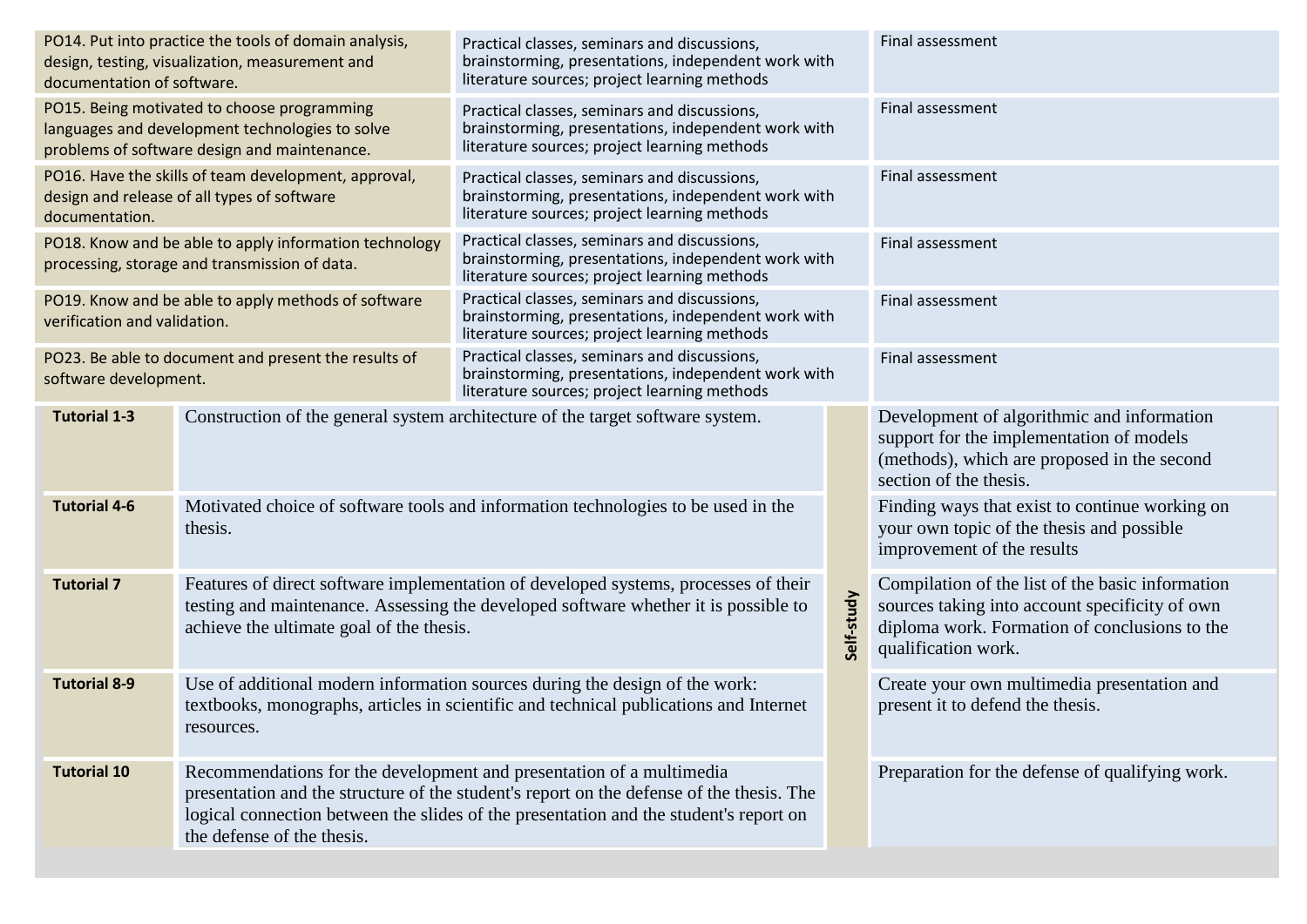| | | |
|---|---|---|
| PO14. Put into practice the tools of domain analysis, design, testing, visualization, measurement and documentation of software. | Practical classes, seminars and discussions, brainstorming, presentations, independent work with literature sources; project learning methods | Final assessment |
| PO15. Being motivated to choose programming languages and development technologies to solve problems of software design and maintenance. | Practical classes, seminars and discussions, brainstorming, presentations, independent work with literature sources; project learning methods | Final assessment |
| PO16. Have the skills of team development, approval, design and release of all types of software documentation. | Practical classes, seminars and discussions, brainstorming, presentations, independent work with literature sources; project learning methods | Final assessment |
| PO18. Know and be able to apply information technology processing, storage and transmission of data. | Practical classes, seminars and discussions, brainstorming, presentations, independent work with literature sources; project learning methods | Final assessment |
| PO19. Know and be able to apply methods of software verification and validation. | Practical classes, seminars and discussions, brainstorming, presentations, independent work with literature sources; project learning methods | Final assessment |
| PO23. Be able to document and present the results of software development. | Practical classes, seminars and discussions, brainstorming, presentations, independent work with literature sources; project learning methods | Final assessment |

| | | | |
|---|---|---|---|
| **Tutorial 1-3** | Construction of the general system architecture of the target software system. | **Self-study** | Development of algorithmic and information support for the implementation of models (methods), which are proposed in the second section of the thesis. |
| **Tutorial 4-6** | Motivated choice of software tools and information technologies to be used in the thesis. | | Finding ways that exist to continue working on your own topic of the thesis and possible improvement of the results |
| **Tutorial 7** | Features of direct software implementation of developed systems, processes of their testing and maintenance. Assessing the developed software whether it is possible to achieve the ultimate goal of the thesis. | | Compilation of the list of the basic information sources taking into account specificity of own diploma work. Formation of conclusions to the qualification work. |
| **Tutorial 8-9** | Use of additional modern information sources during the design of the work: textbooks, monographs, articles in scientific and technical publications and Internet resources. | | Create your own multimedia presentation and present it to defend the thesis. |
| **Tutorial 10** | Recommendations for the development and presentation of a multimedia presentation and the structure of the student's report on the defense of the thesis. The logical connection between the slides of the presentation and the student's report on the defense of the thesis. | | Preparation for the defense of qualifying work. |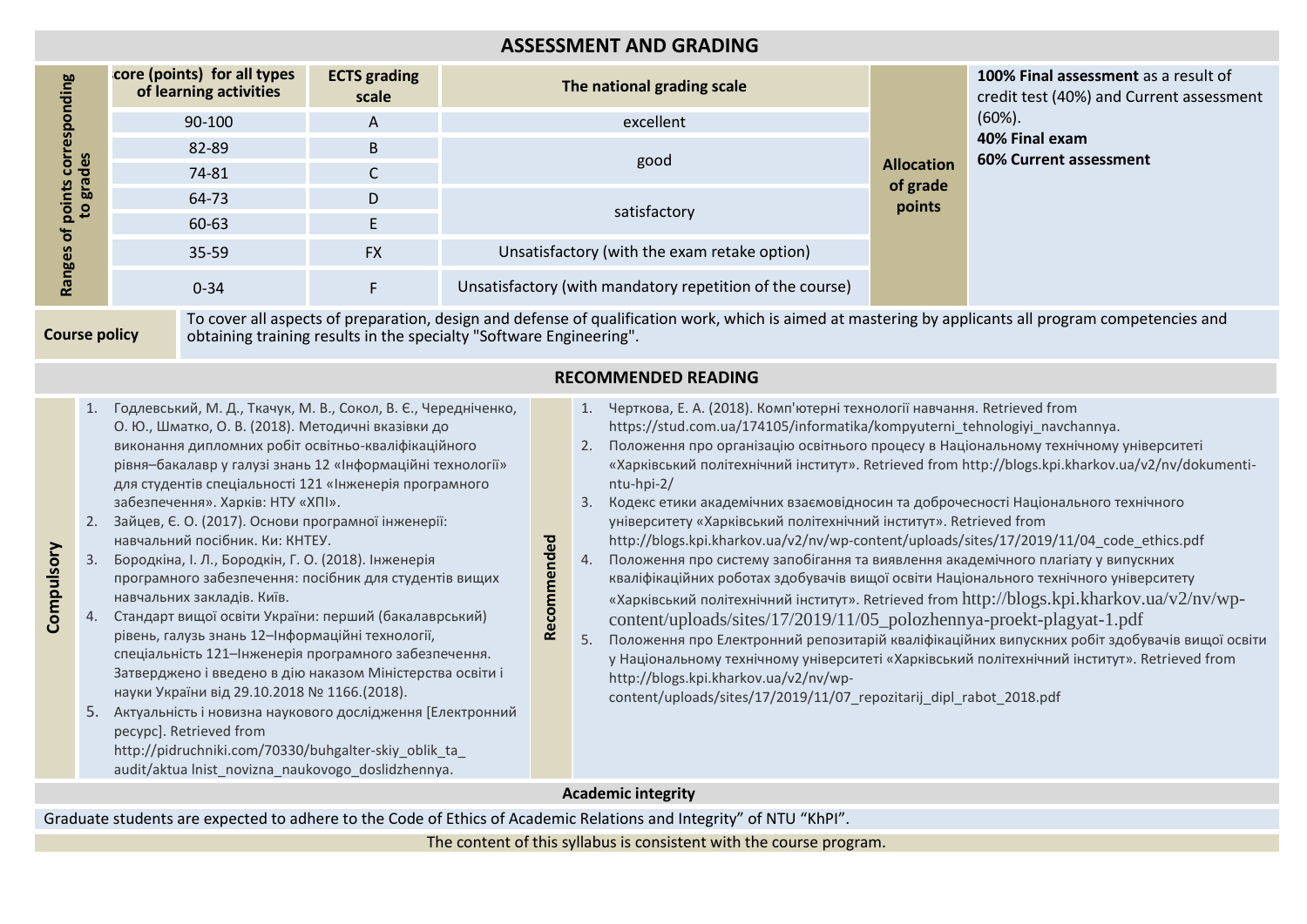## ASSESSMENT AND GRADING

| Ranges of points corresponding to grades | Score (points) for all types of learning activities | ECTS grading scale | The national grading scale | Allocation of grade points | |
|---|---|---|---|---|---|
| | 90-100 | A | excellent | | **100% Final assessment** as a result of credit test (40%) and Current assessment (60%). **40% Final exam** **60% Current assessment** |
| | 82-89 | B | good | | |
| | 74-81 | C | | | |
| | 64-73 | D | satisfactory | | |
| | 60-63 | E | | | |
| | 35-59 | FX | Unsatisfactory (with the exam retake option) | | |
| | 0-34 | F | Unsatisfactory (with mandatory repetition of the course) | | |

**Course policy**: To cover all aspects of preparation, design and defense of qualification work, which is aimed at mastering by applicants all program competencies and obtaining training results in the specialty "Software Engineering".

## RECOMMENDED READING

**Compulsory**

1. Годлевський, М. Д., Ткачук, М. В., Сокол, В. Є., Чередніченко, О. Ю., Шматко, О. В. (2018). Методичні вказівки до виконання дипломних робіт освітньо-кваліфікаційного рівня–бакалавр у галузі знань 12 «Інформаційні технології» для студентів спеціальності 121 «Інженерія програмного забезпечення». Харків: НТУ «ХПІ».
2. Зайцев, Є. О. (2017). Основи програмної інженерії: навчальний посібник. Ки: КНТЕУ.
3. Бородкіна, І. Л., Бородкін, Г. О. (2018). Інженерія програмного забезпечення: посібник для студентів вищих навчальних закладів. Київ.
4. Стандарт вищої освіти України: перший (бакалаврський) рівень, галузь знань 12–Інформаційні технології, спеціальність 121–Інженерія програмного забезпечення. Затверджено і введено в дію наказом Міністерства освіти і науки України від 29.10.2018 № 1166.(2018).
5. Актуальність і новизна наукового дослідження [Електронний ресурс]. Retrieved from http://pidruchniki.com/70330/buhgalter-skiy_oblik_ta_ audit/aktua lnist_novizna_naukovogo_doslidzhennya.

**Recommended**

1. Черткова, Е. А. (2018). Комп'ютерні технології навчання. Retrieved from https://stud.com.ua/174105/informatika/kompyuterni_tehnologiyi_navchannya.
2. Положення про організацію освітнього процесу в Національному технічному університеті «Харківський політехнічний інститут». Retrieved from http://blogs.kpi.kharkov.ua/v2/nv/dokumenti-ntu-hpi-2/
3. Кодекс етики академічних взаємовідносин та доброчесності Національного технічного університету «Харківський політехнічний інститут». Retrieved from http://blogs.kpi.kharkov.ua/v2/nv/wp-content/uploads/sites/17/2019/11/04_code_ethics.pdf
4. Положення про систему запобігання та виявлення академічного плагіату у випускних кваліфікаційних роботах здобувачів вищої освіти Національного технічного університету «Харківський політехнічний інститут». Retrieved from http://blogs.kpi.kharkov.ua/v2/nv/wp-content/uploads/sites/17/2019/11/05_polozhennya-proekt-plagyat-1.pdf
5. Положення про Електронний репозитарій кваліфікаційних випускних робіт здобувачів вищої освіти у Національному технічному університеті «Харківський політехнічний інститут». Retrieved from http://blogs.kpi.kharkov.ua/v2/nv/wp-content/uploads/sites/17/2019/11/07_repozitarij_dipl_rabot_2018.pdf

**Academic integrity**

Graduate students are expected to adhere to the Code of Ethics of Academic Relations and Integrity" of NTU "KhPI".

The content of this syllabus is consistent with the course program.